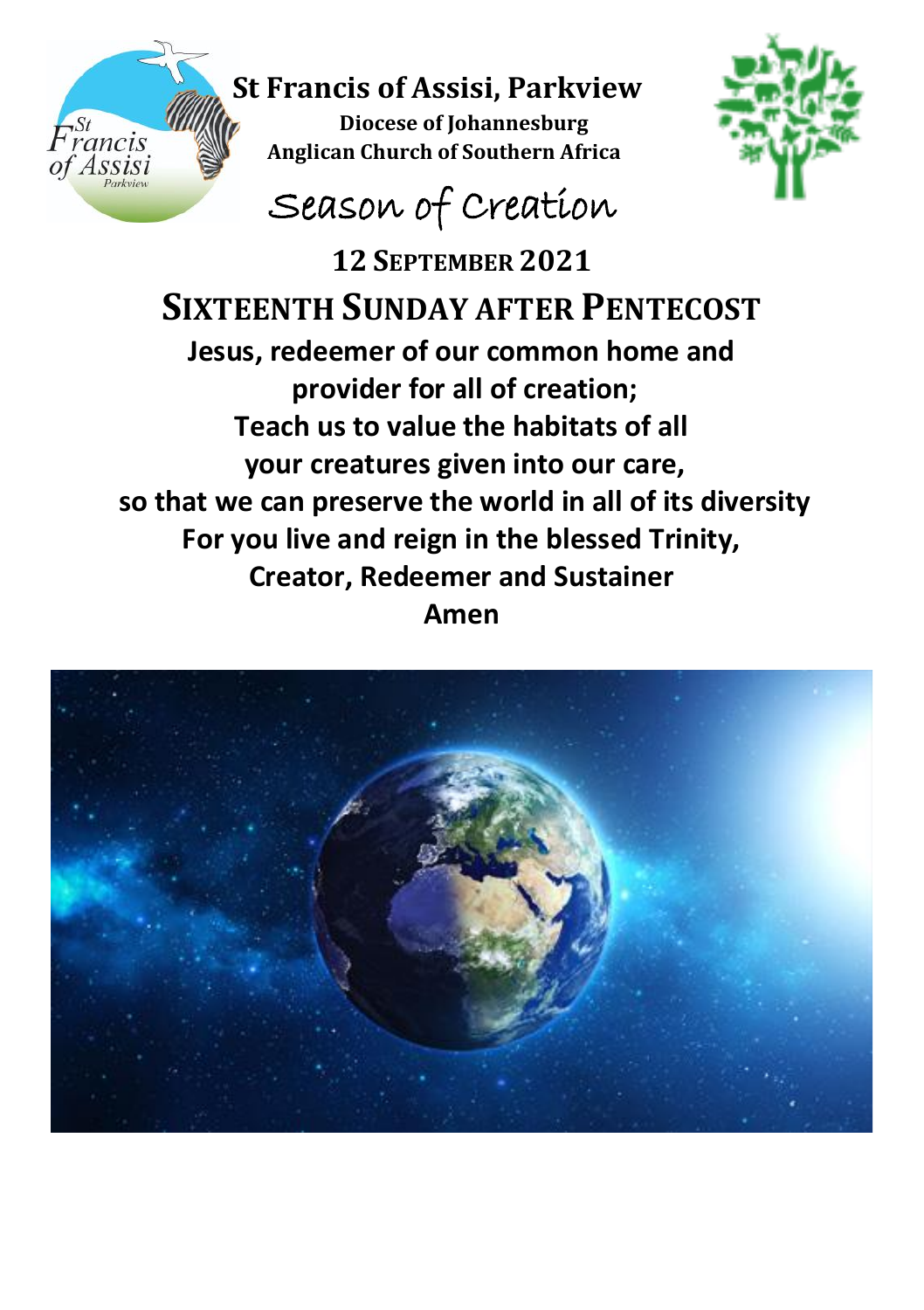# St Francis of Assisi, Parkview

**Diocese of Johannesburg**
**Anglican Church of Southern Africa**

## Season of Creation

## 12 SEPTEMBER 2021

# SIXTEENTH SUNDAY AFTER PENTECOST

**Jesus, redeemer of our common home and provider for all of creation;**
**Teach us to value the habitats of all your creatures given into our care,**
**so that we can preserve the world in all of its diversity**
**For you live and reign in the blessed Trinity,**
**Creator, Redeemer and Sustainer**
**Amen**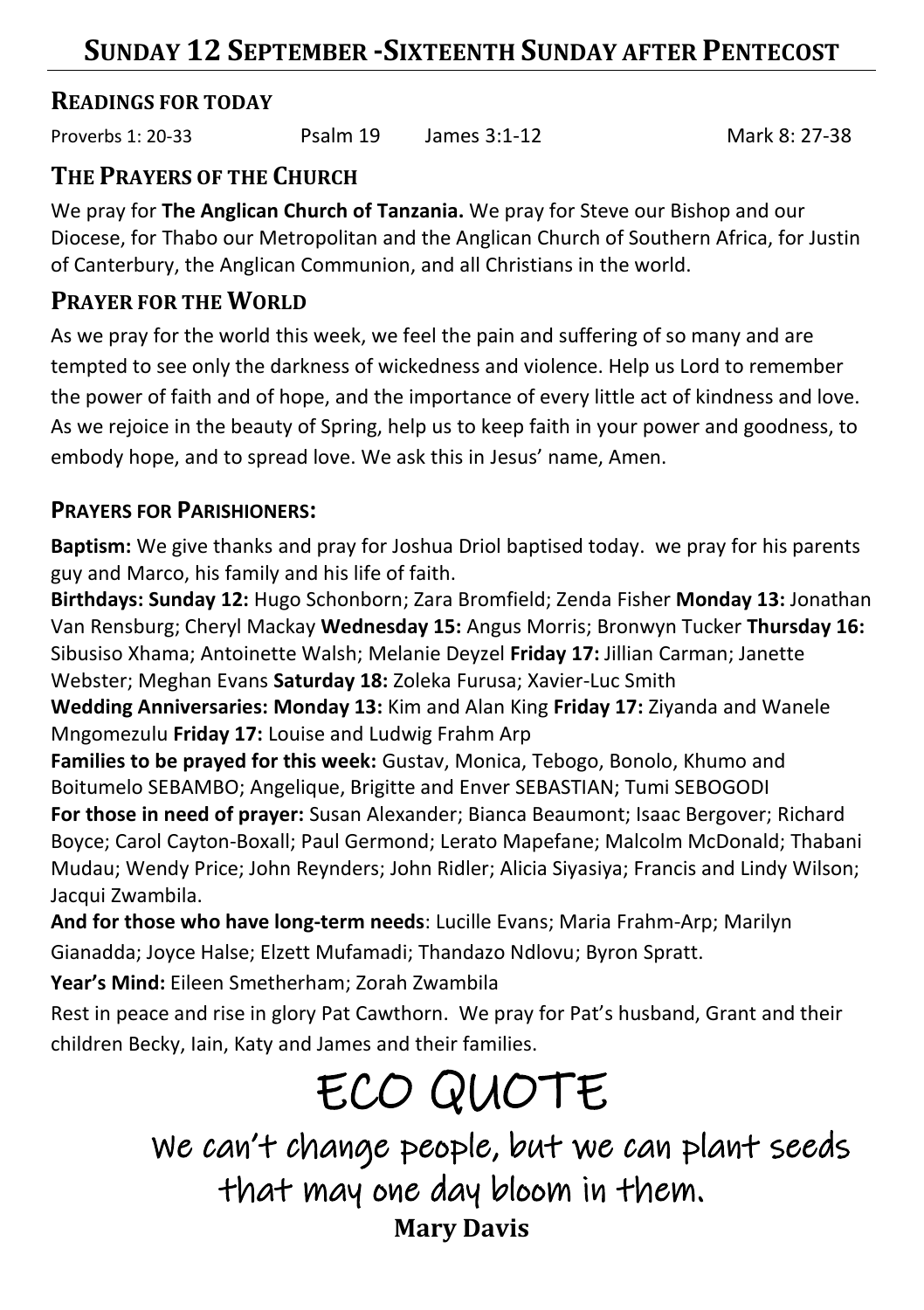# Sunday 12 September - Sixteenth Sunday after Pentecost

## Readings for today

Proverbs 1: 20-33 Psalm 19 James 3:1-12 Mark 8: 27-38

## The Prayers of the Church

We pray for **The Anglican Church of Tanzania.** We pray for Steve our Bishop and our Diocese, for Thabo our Metropolitan and the Anglican Church of Southern Africa, for Justin of Canterbury, the Anglican Communion, and all Christians in the world.

## Prayer for the World

As we pray for the world this week, we feel the pain and suffering of so many and are tempted to see only the darkness of wickedness and violence. Help us Lord to remember the power of faith and of hope, and the importance of every little act of kindness and love. As we rejoice in the beauty of Spring, help us to keep faith in your power and goodness, to embody hope, and to spread love. We ask this in Jesus' name, Amen.

## Prayers for Parishioners:

**Baptism:** We give thanks and pray for Joshua Driol baptised today. we pray for his parents guy and Marco, his family and his life of faith.

**Birthdays: Sunday 12:** Hugo Schonborn; Zara Bromfield; Zenda Fisher **Monday 13:** Jonathan Van Rensburg; Cheryl Mackay **Wednesday 15:** Angus Morris; Bronwyn Tucker **Thursday 16:** Sibusiso Xhama; Antoinette Walsh; Melanie Deyzel **Friday 17:** Jillian Carman; Janette Webster; Meghan Evans **Saturday 18:** Zoleka Furusa; Xavier-Luc Smith

**Wedding Anniversaries: Monday 13:** Kim and Alan King **Friday 17:** Ziyanda and Wanele Mngomezulu **Friday 17:** Louise and Ludwig Frahm Arp

**Families to be prayed for this week:** Gustav, Monica, Tebogo, Bonolo, Khumo and Boitumelo SEBAMBO; Angelique, Brigitte and Enver SEBASTIAN; Tumi SEBOGODI

**For those in need of prayer:** Susan Alexander; Bianca Beaumont; Isaac Bergover; Richard Boyce; Carol Cayton-Boxall; Paul Germond; Lerato Mapefane; Malcolm McDonald; Thabani Mudau; Wendy Price; John Reynders; John Ridler; Alicia Siyasiya; Francis and Lindy Wilson; Jacqui Zwambila.

**And for those who have long-term needs**: Lucille Evans; Maria Frahm-Arp; Marilyn Gianadda; Joyce Halse; Elzett Mufamadi; Thandazo Ndlovu; Byron Spratt.

**Year's Mind:** Eileen Smetherham; Zorah Zwambila

Rest in peace and rise in glory Pat Cawthorn. We pray for Pat's husband, Grant and their children Becky, Iain, Katy and James and their families.

# ECO QUOTE

We can't change people, but we can plant seeds that may one day bloom in them.

**Mary Davis**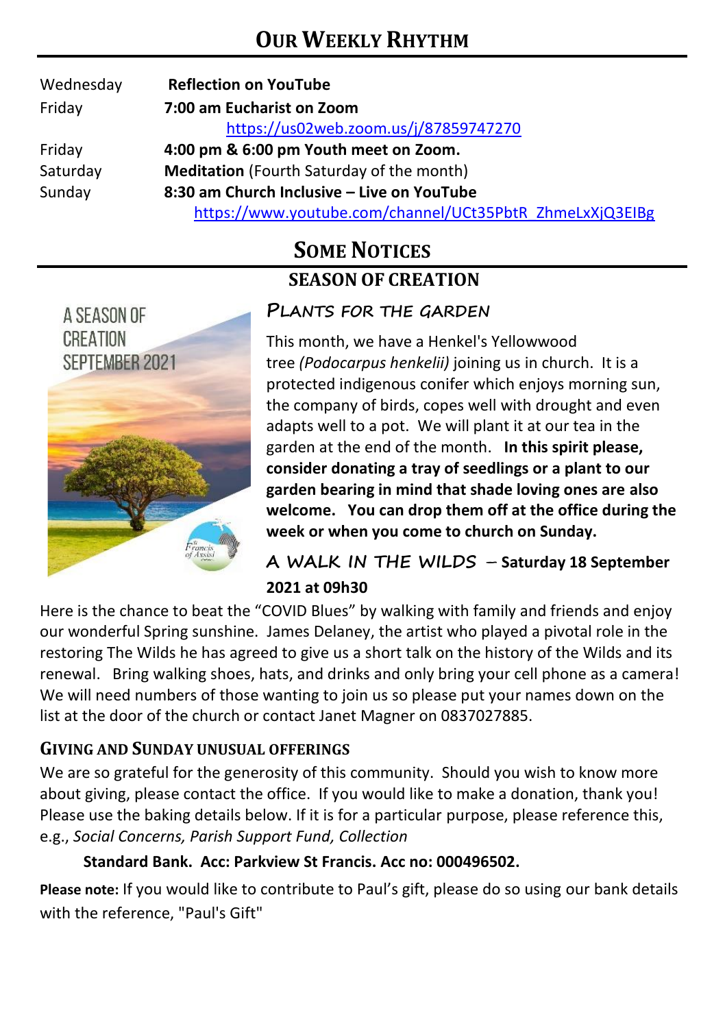# Our Weekly Rhythm

| | |
|---|---|
| Wednesday | **Reflection on YouTube** |
| Friday | **7:00 am Eucharist on Zoom** https://us02web.zoom.us/j/87859747270 |
| Friday | **4:00 pm & 6:00 pm Youth meet on Zoom.** |
| Saturday | **Meditation** (Fourth Saturday of the month) |
| Sunday | **8:30 am Church Inclusive – Live on YouTube** https://www.youtube.com/channel/UCt35PbtR_ZhmeLxXjQ3EIBg |

# Some Notices

## SEASON OF CREATION

### Plants for the Garden

This month, we have a Henkel's Yellowwood tree *(Podocarpus henkelii)* joining us in church. It is a protected indigenous conifer which enjoys morning sun, the company of birds, copes well with drought and even adapts well to a pot. We will plant it at our tea in the garden at the end of the month. **In this spirit please, consider donating a tray of seedlings or a plant to our garden bearing in mind that shade loving ones are also welcome. You can drop them off at the office during the week or when you come to church on Sunday.**

### A Walk in the Wilds – Saturday 18 September 2021 at 09h30

Here is the chance to beat the "COVID Blues" by walking with family and friends and enjoy our wonderful Spring sunshine. James Delaney, the artist who played a pivotal role in the restoring The Wilds he has agreed to give us a short talk on the history of the Wilds and its renewal. Bring walking shoes, hats, and drinks and only bring your cell phone as a camera! We will need numbers of those wanting to join us so please put your names down on the list at the door of the church or contact Janet Magner on 0837027885.

### Giving and Sunday unusual offerings

We are so grateful for the generosity of this community. Should you wish to know more about giving, please contact the office. If you would like to make a donation, thank you! Please use the baking details below. If it is for a particular purpose, please reference this, e.g., *Social Concerns, Parish Support Fund, Collection*

**Standard Bank. Acc: Parkview St Francis. Acc no: 000496502.**

**Please note:** If you would like to contribute to Paul's gift, please do so using our bank details with the reference, "Paul's Gift"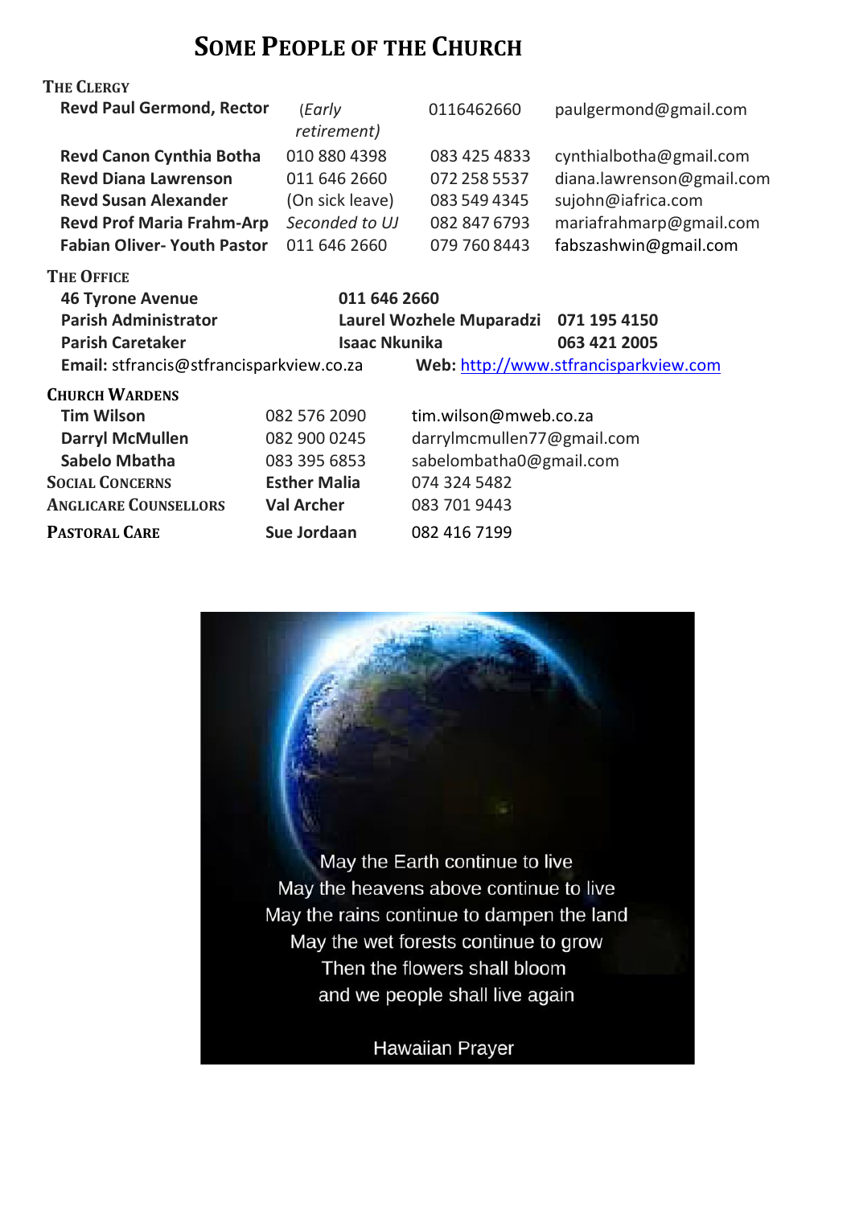# Some People of the Church

## The Clergy

| | | | |
|---|---|---|---|
| **Revd Paul Germond, Rector** | *(Early retirement)* | 0116462660 | paulgermond@gmail.com |
| **Revd Canon Cynthia Botha** | 010 880 4398 | 083 425 4833 | cynthialbotha@gmail.com |
| **Revd Diana Lawrenson** | 011 646 2660 | 072 258 5537 | diana.lawrenson@gmail.com |
| **Revd Susan Alexander** | (On sick leave) | 083 549 4345 | sujohn@iafrica.com |
| **Revd Prof Maria Frahm-Arp** | *Seconded to UJ* | 082 847 6793 | mariafrahmarp@gmail.com |
| **Fabian Oliver- Youth Pastor** | 011 646 2660 | 079 760 8443 | fabszashwin@gmail.com |

## The Office

| | | |
|---|---|---|
| **46 Tyrone Avenue** | **011 646 2660** | |
| **Parish Administrator** | **Laurel Wozhele Muparadzi** | **071 195 4150** |
| **Parish Caretaker** | **Isaac Nkunika** | **063 421 2005** |

**Email:** stfrancis@stfrancisparkview.co.za **Web:** http://www.stfrancisparkview.com

## Church Wardens

| | | |
|---|---|---|
| **Tim Wilson** | 082 576 2090 | tim.wilson@mweb.co.za |
| **Darryl McMullen** | 082 900 0245 | darrylmcmullen77@gmail.com |
| **Sabelo Mbatha** | 083 395 6853 | sabelombatha0@gmail.com |

| | | |
|---|---|---|
| **Social Concerns** | **Esther Malia** | 074 324 5482 |
| **Anglicare Counsellors** | **Val Archer** | 083 701 9443 |
| **Pastoral Care** | **Sue Jordaan** | 082 416 7199 |

May the Earth continue to live
May the heavens above continue to live
May the rains continue to dampen the land
May the wet forests continue to grow
Then the flowers shall bloom
and we people shall live again

Hawaiian Prayer